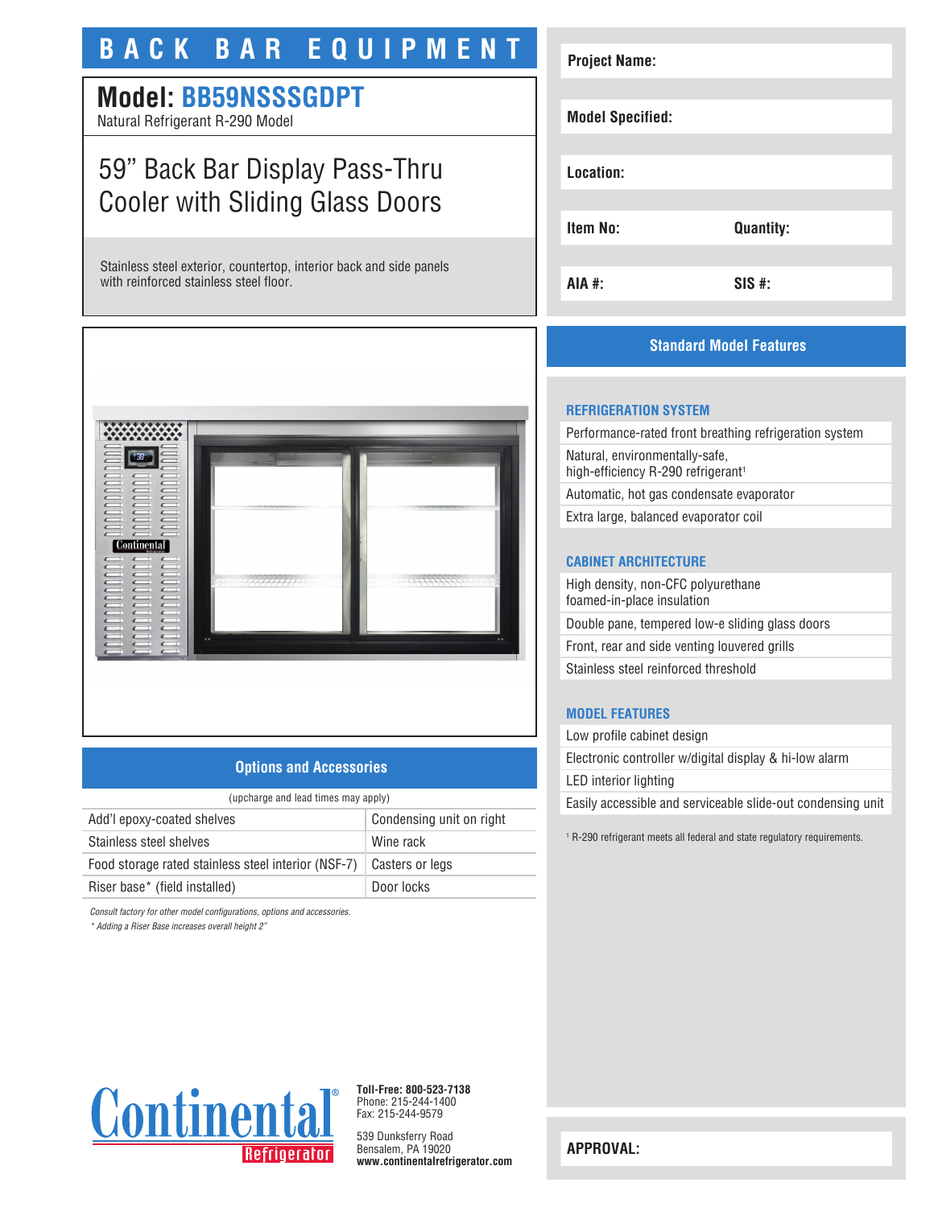# BACK BAR EQUIPMENT

## Model: BB59NSSSGDPT

Natural Refrigerant R-290 Model

## 59" Back Bar Display Pass-Thru Cooler with Sliding Glass Doors

Stainless steel exterior, countertop, interior back and side panels with reinforced stainless steel floor.

| | |
|---|---|
| **Project Name:** | |
| **Model Specified:** | |
| **Location:** | |
| **Item No:** | **Quantity:** |
| **AIA #:** | **SIS #:** |

## Options and Accessories

(upcharge and lead times may apply)

| | |
|---|---|
| Add'l epoxy-coated shelves | Condensing unit on right |
| Stainless steel shelves | Wine rack |
| Food storage rated stainless steel interior (NSF-7) | Casters or legs |
| Riser base* (field installed) | Door locks |

*Consult factory for other model configurations, options and accessories.*
*\* Adding a Riser Base increases overall height 2"*

## Standard Model Features

### REFRIGERATION SYSTEM

- Performance-rated front breathing refrigeration system
- Natural, environmentally-safe, high-efficiency R-290 refrigerant[1]
- Automatic, hot gas condensate evaporator
- Extra large, balanced evaporator coil

### CABINET ARCHITECTURE

- High density, non-CFC polyurethane foamed-in-place insulation
- Double pane, tempered low-e sliding glass doors
- Front, rear and side venting louvered grills
- Stainless steel reinforced threshold

### MODEL FEATURES

- Low profile cabinet design
- Electronic controller w/digital display & hi-low alarm
- LED interior lighting
- Easily accessible and serviceable slide-out condensing unit

[1] R-290 refrigerant meets all federal and state regulatory requirements.

Continental Refrigerator

**Toll-Free: 800-523-7138**
Phone: 215-244-1400
Fax: 215-244-9579

539 Dunksferry Road
Bensalem, PA 19020
**www.continentalrefrigerator.com**

**APPROVAL:**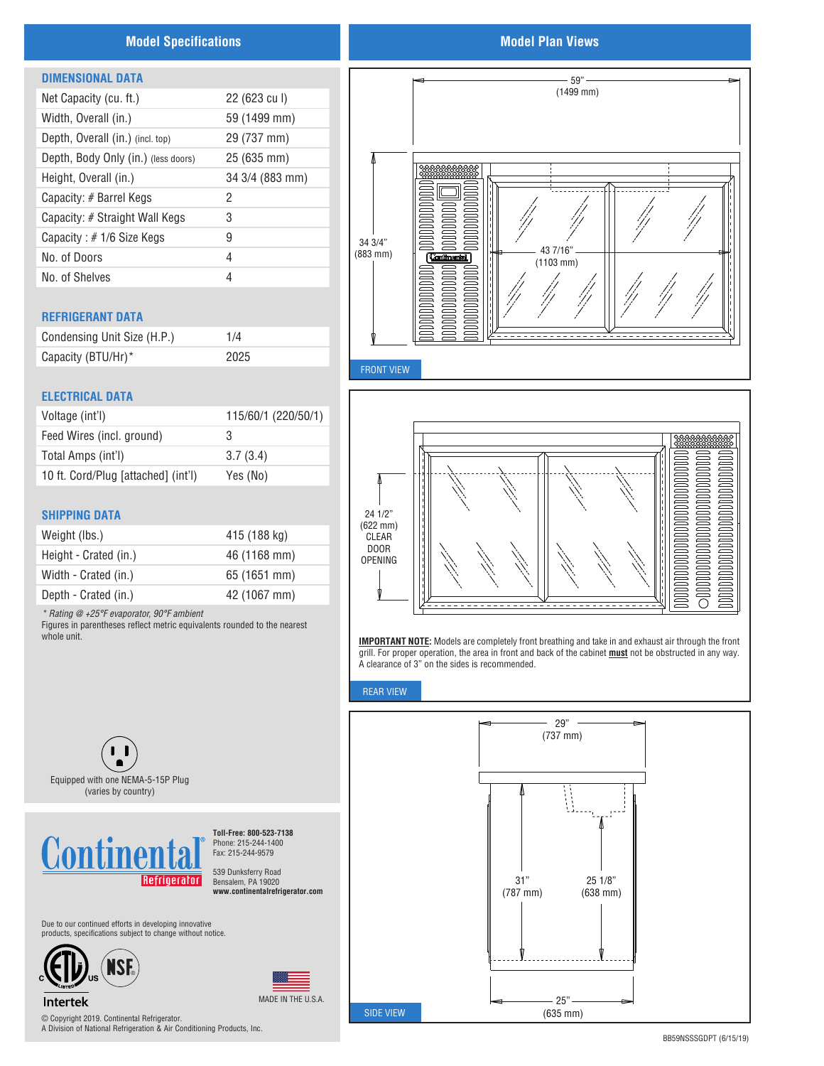## Model Specifications

### DIMENSIONAL DATA

| | |
|---|---|
| Net Capacity (cu. ft.) | 22 (623 cu l) |
| Width, Overall (in.) | 59 (1499 mm) |
| Depth, Overall (in.) (incl. top) | 29 (737 mm) |
| Depth, Body Only (in.) (less doors) | 25 (635 mm) |
| Height, Overall (in.) | 34 3/4 (883 mm) |
| Capacity: # Barrel Kegs | 2 |
| Capacity: # Straight Wall Kegs | 3 |
| Capacity : # 1/6 Size Kegs | 9 |
| No. of Doors | 4 |
| No. of Shelves | 4 |

### REFRIGERANT DATA

| | |
|---|---|
| Condensing Unit Size (H.P.) | 1/4 |
| Capacity (BTU/Hr)* | 2025 |

### ELECTRICAL DATA

| | |
|---|---|
| Voltage (int'l) | 115/60/1 (220/50/1) |
| Feed Wires (incl. ground) | 3 |
| Total Amps (int'l) | 3.7 (3.4) |
| 10 ft. Cord/Plug [attached] (int'l) | Yes (No) |

### SHIPPING DATA

| | |
|---|---|
| Weight (lbs.) | 415 (188 kg) |
| Height - Crated (in.) | 46 (1168 mm) |
| Width - Crated (in.) | 65 (1651 mm) |
| Depth - Crated (in.) | 42 (1067 mm) |

*\* Rating @ +25°F evaporator, 90°F ambient*

Figures in parentheses reflect metric equivalents rounded to the nearest whole unit.

Equipped with one NEMA-5-15P Plug (varies by country)

**Continental Refrigerator**

**Toll-Free: 800-523-7138**
Phone: 215-244-1400
Fax: 215-244-9579

539 Dunksferry Road
Bensalem, PA 19020
**www.continentalrefrigerator.com**

Due to our continued efforts in developing innovative products, specifications subject to change without notice.

Intertek

MADE IN THE U.S.A.

© Copyright 2019. Continental Refrigerator.
A Division of National Refrigeration & Air Conditioning Products, Inc.

## Model Plan Views

### FRONT VIEW

59"
(1499 mm)

34 3/4"
(883 mm)

43 7/16"
(1103 mm)

### REAR VIEW

24 1/2"
(622 mm)
CLEAR
DOOR
OPENING

**IMPORTANT NOTE:** Models are completely front breathing and take in and exhaust air through the front grill. For proper operation, the area in front and back of the cabinet **must** not be obstructed in any way. A clearance of 3" on the sides is recommended.

### SIDE VIEW

29"
(737 mm)

31"
(787 mm)

25 1/8"
(638 mm)

25"
(635 mm)

BB59NSSSGDPT (6/15/19)